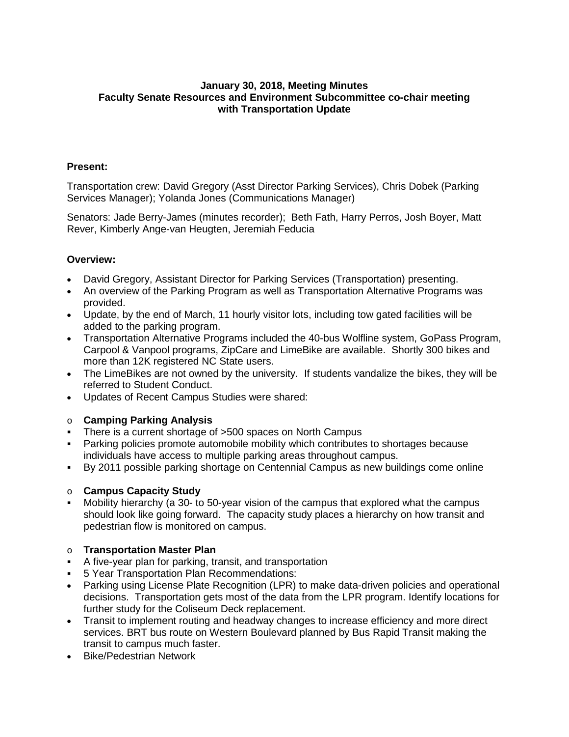**January 30, 2018, Meeting Minutes**
**Faculty Senate Resources and Environment Subcommittee co-chair meeting with Transportation Update**

**Present:**

Transportation crew: David Gregory (Asst Director Parking Services), Chris Dobek (Parking Services Manager); Yolanda Jones (Communications Manager)

Senators: Jade Berry-James (minutes recorder); Beth Fath, Harry Perros, Josh Boyer, Matt Rever, Kimberly Ange-van Heugten, Jeremiah Feducia

**Overview:**

- David Gregory, Assistant Director for Parking Services (Transportation) presenting.
- An overview of the Parking Program as well as Transportation Alternative Programs was provided.
- Update, by the end of March, 11 hourly visitor lots, including tow gated facilities will be added to the parking program.
- Transportation Alternative Programs included the 40-bus Wolfline system, GoPass Program, Carpool & Vanpool programs, ZipCare and LimeBike are available. Shortly 300 bikes and more than 12K registered NC State users.
- The LimeBikes are not owned by the university. If students vandalize the bikes, they will be referred to Student Conduct.
- Updates of Recent Campus Studies were shared:

  - **Camping Parking Analysis**
    - There is a current shortage of >500 spaces on North Campus
    - Parking policies promote automobile mobility which contributes to shortages because individuals have access to multiple parking areas throughout campus.
    - By 2011 possible parking shortage on Centennial Campus as new buildings come online

  - **Campus Capacity Study**
    - Mobility hierarchy (a 30- to 50-year vision of the campus that explored what the campus should look like going forward. The capacity study places a hierarchy on how transit and pedestrian flow is monitored on campus.

  - **Transportation Master Plan**
    - A five-year plan for parking, transit, and transportation
    - 5 Year Transportation Plan Recommendations:

- Parking using License Plate Recognition (LPR) to make data-driven policies and operational decisions. Transportation gets most of the data from the LPR program. Identify locations for further study for the Coliseum Deck replacement.
- Transit to implement routing and headway changes to increase efficiency and more direct services. BRT bus route on Western Boulevard planned by Bus Rapid Transit making the transit to campus much faster.
- Bike/Pedestrian Network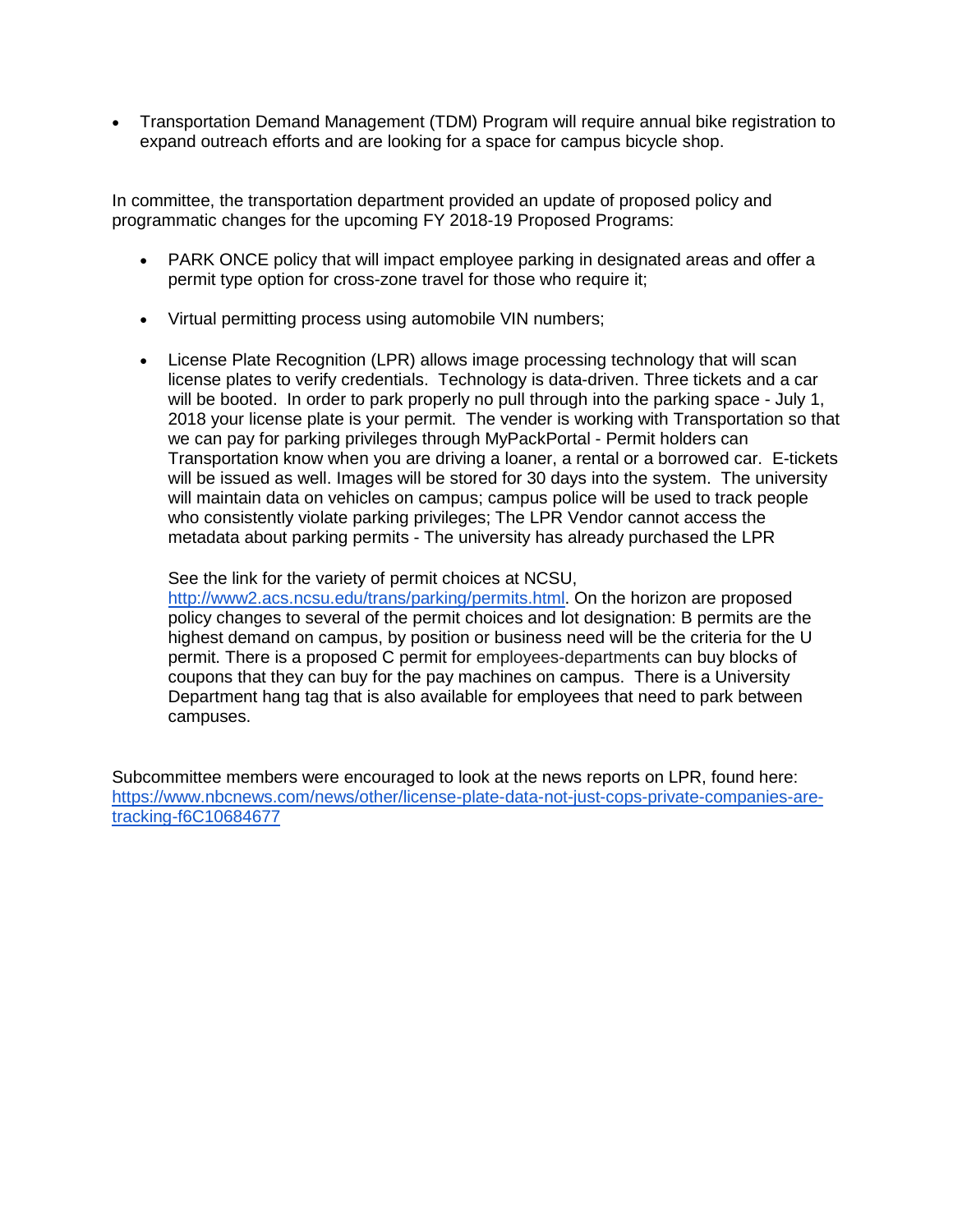- Transportation Demand Management (TDM) Program will require annual bike registration to expand outreach efforts and are looking for a space for campus bicycle shop.

In committee, the transportation department provided an update of proposed policy and programmatic changes for the upcoming FY 2018-19 Proposed Programs:

- PARK ONCE policy that will impact employee parking in designated areas and offer a permit type option for cross-zone travel for those who require it;

- Virtual permitting process using automobile VIN numbers;

- License Plate Recognition (LPR) allows image processing technology that will scan license plates to verify credentials. Technology is data-driven. Three tickets and a car will be booted. In order to park properly no pull through into the parking space - July 1, 2018 your license plate is your permit. The vender is working with Transportation so that we can pay for parking privileges through MyPackPortal - Permit holders can Transportation know when you are driving a loaner, a rental or a borrowed car. E-tickets will be issued as well. Images will be stored for 30 days into the system. The university will maintain data on vehicles on campus; campus police will be used to track people who consistently violate parking privileges; The LPR Vendor cannot access the metadata about parking permits - The university has already purchased the LPR

  See the link for the variety of permit choices at NCSU, [http://www2.acs.ncsu.edu/trans/parking/permits.html](http://www2.acs.ncsu.edu/trans/parking/permits.html). On the horizon are proposed policy changes to several of the permit choices and lot designation: B permits are the highest demand on campus, by position or business need will be the criteria for the U permit. There is a proposed C permit for employees-departments can buy blocks of coupons that they can buy for the pay machines on campus. There is a University Department hang tag that is also available for employees that need to park between campuses.

Subcommittee members were encouraged to look at the news reports on LPR, found here: [https://www.nbcnews.com/news/other/license-plate-data-not-just-cops-private-companies-are-tracking-f6C10684677](https://www.nbcnews.com/news/other/license-plate-data-not-just-cops-private-companies-are-tracking-f6C10684677)